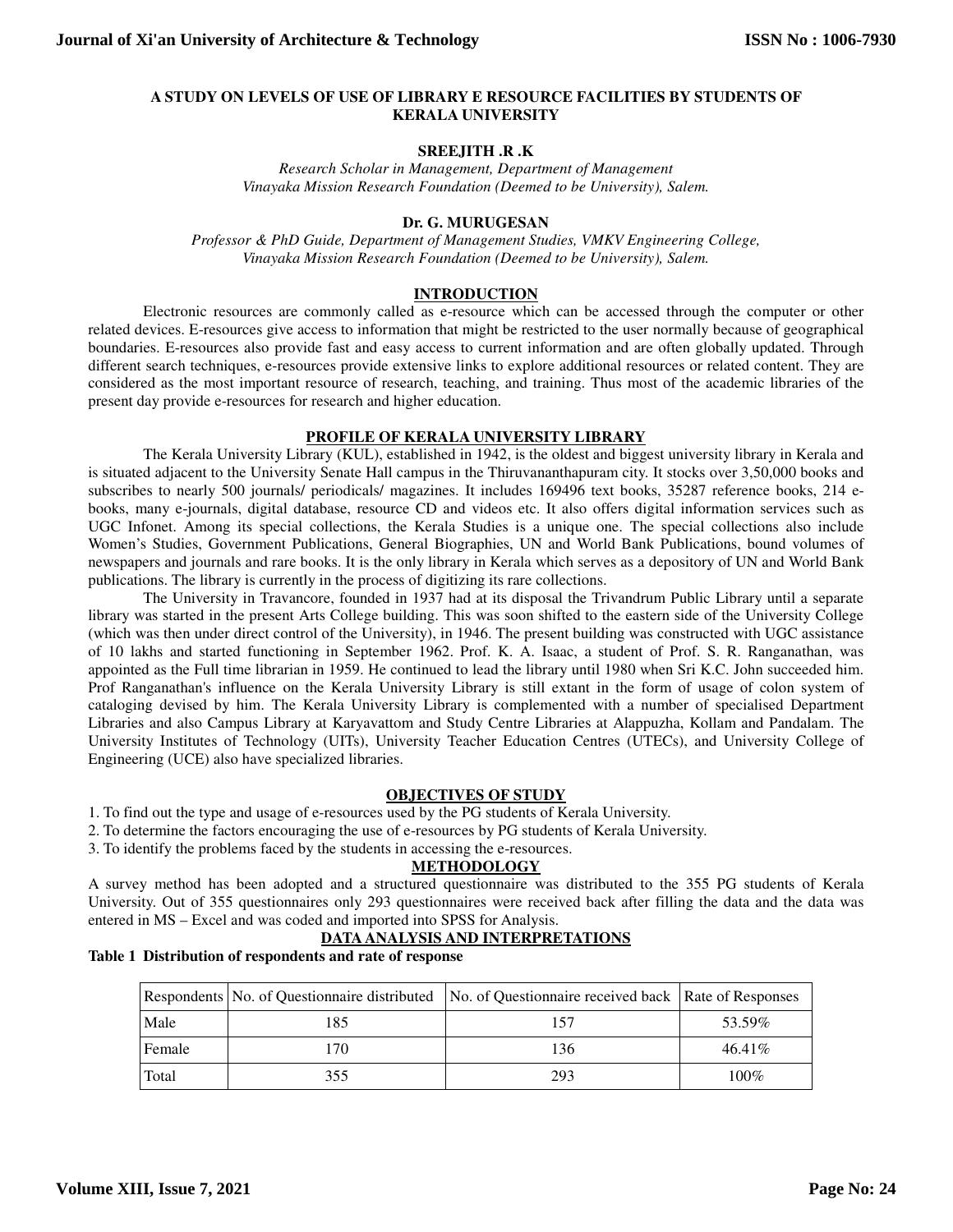# A STUDY ON LEVELS OF USE OF LIBRARY E RESOURCE FACILITIES BY STUDENTS OF KERALA UNIVERSITY

**SREEJITH .R .K**

*Research Scholar in Management, Department of Management*
*Vinayaka Mission Research Foundation (Deemed to be University), Salem.*

**Dr. G. MURUGESAN**

*Professor & PhD Guide, Department of Management Studies, VMKV Engineering College,*
*Vinayaka Mission Research Foundation (Deemed to be University), Salem.*

## INTRODUCTION

Electronic resources are commonly called as e-resource which can be accessed through the computer or other related devices. E-resources give access to information that might be restricted to the user normally because of geographical boundaries. E-resources also provide fast and easy access to current information and are often globally updated. Through different search techniques, e-resources provide extensive links to explore additional resources or related content. They are considered as the most important resource of research, teaching, and training. Thus most of the academic libraries of the present day provide e-resources for research and higher education.

## PROFILE OF KERALA UNIVERSITY LIBRARY

The Kerala University Library (KUL), established in 1942, is the oldest and biggest university library in Kerala and is situated adjacent to the University Senate Hall campus in the Thiruvananthapuram city. It stocks over 3,50,000 books and subscribes to nearly 500 journals/ periodicals/ magazines. It includes 169496 text books, 35287 reference books, 214 e-books, many e-journals, digital database, resource CD and videos etc. It also offers digital information services such as UGC Infonet. Among its special collections, the Kerala Studies is a unique one. The special collections also include Women's Studies, Government Publications, General Biographies, UN and World Bank Publications, bound volumes of newspapers and journals and rare books. It is the only library in Kerala which serves as a depository of UN and World Bank publications. The library is currently in the process of digitizing its rare collections.

The University in Travancore, founded in 1937 had at its disposal the Trivandrum Public Library until a separate library was started in the present Arts College building. This was soon shifted to the eastern side of the University College (which was then under direct control of the University), in 1946. The present building was constructed with UGC assistance of 10 lakhs and started functioning in September 1962. Prof. K. A. Isaac, a student of Prof. S. R. Ranganathan, was appointed as the Full time librarian in 1959. He continued to lead the library until 1980 when Sri K.C. John succeeded him. Prof Ranganathan's influence on the Kerala University Library is still extant in the form of usage of colon system of cataloging devised by him. The Kerala University Library is complemented with a number of specialised Department Libraries and also Campus Library at Karyavattom and Study Centre Libraries at Alappuzha, Kollam and Pandalam. The University Institutes of Technology (UITs), University Teacher Education Centres (UTECs), and University College of Engineering (UCE) also have specialized libraries.

## OBJECTIVES OF STUDY

1. To find out the type and usage of e-resources used by the PG students of Kerala University.
2. To determine the factors encouraging the use of e-resources by PG students of Kerala University.
3. To identify the problems faced by the students in accessing the e-resources.

## METHODOLOGY

A survey method has been adopted and a structured questionnaire was distributed to the 355 PG students of Kerala University. Out of 355 questionnaires only 293 questionnaires were received back after filling the data and the data was entered in MS – Excel and was coded and imported into SPSS for Analysis.

## DATA ANALYSIS AND INTERPRETATIONS

**Table 1 Distribution of respondents and rate of response**

| Respondents | No. of Questionnaire distributed | No. of Questionnaire received back | Rate of Responses |
|---|---|---|---|
| Male | 185 | 157 | 53.59% |
| Female | 170 | 136 | 46.41% |
| Total | 355 | 293 | 100% |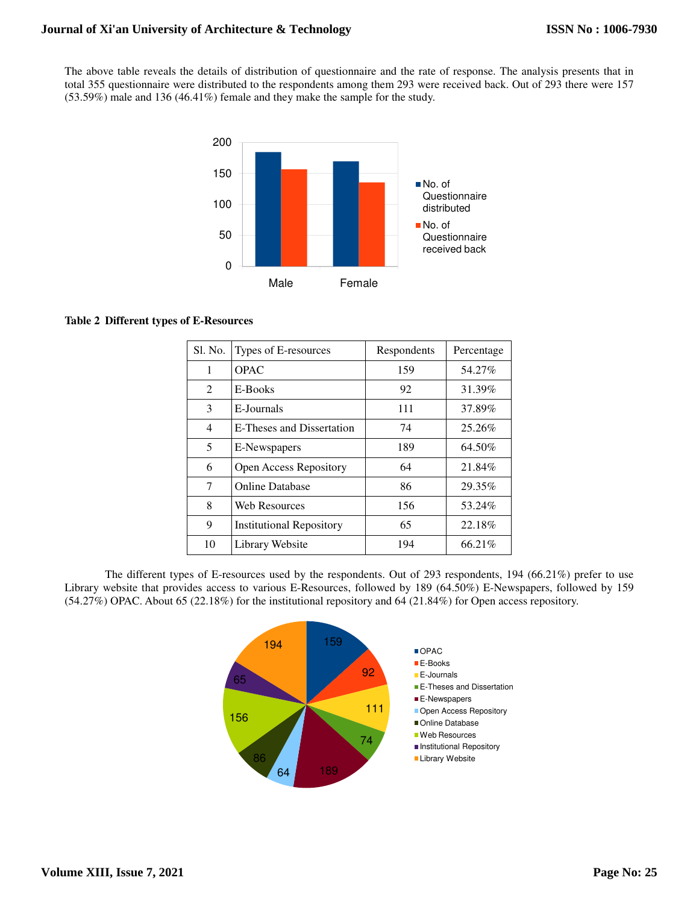The above table reveals the details of distribution of questionnaire and the rate of response. The analysis presents that in total 355 questionnaire were distributed to the respondents among them 293 were received back. Out of 293 there were 157 (53.59%) male and 136 (46.41%) female and they make the sample for the study.

**Table 2 Different types of E-Resources**

| Sl. No. | Types of E-resources | Respondents | Percentage |
|---|---|---|---|
| 1 | OPAC | 159 | 54.27% |
| 2 | E-Books | 92 | 31.39% |
| 3 | E-Journals | 111 | 37.89% |
| 4 | E-Theses and Dissertation | 74 | 25.26% |
| 5 | E-Newspapers | 189 | 64.50% |
| 6 | Open Access Repository | 64 | 21.84% |
| 7 | Online Database | 86 | 29.35% |
| 8 | Web Resources | 156 | 53.24% |
| 9 | Institutional Repository | 65 | 22.18% |
| 10 | Library Website | 194 | 66.21% |

The different types of E-resources used by the respondents. Out of 293 respondents, 194 (66.21%) prefer to use Library website that provides access to various E-Resources, followed by 189 (64.50%) E-Newspapers, followed by 159 (54.27%) OPAC. About 65 (22.18%) for the institutional repository and 64 (21.84%) for Open access repository.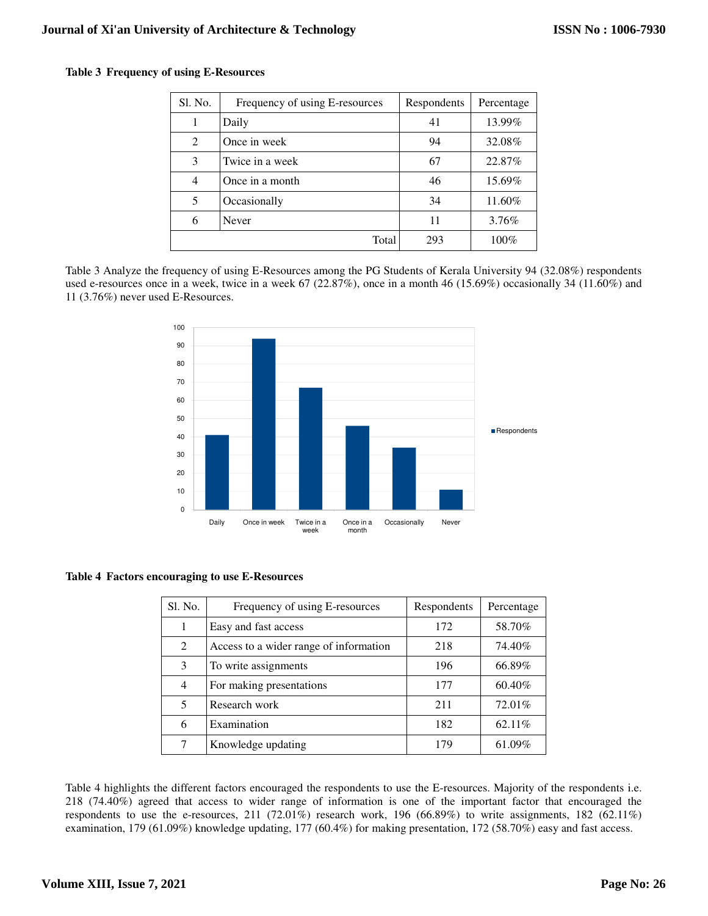**Table 3 Frequency of using E-Resources**

| Sl. No. | Frequency of using E-resources | Respondents | Percentage |
|---|---|---|---|
| 1 | Daily | 41 | 13.99% |
| 2 | Once in week | 94 | 32.08% |
| 3 | Twice in a week | 67 | 22.87% |
| 4 | Once in a month | 46 | 15.69% |
| 5 | Occasionally | 34 | 11.60% |
| 6 | Never | 11 | 3.76% |
| | Total | 293 | 100% |

Table 3 Analyze the frequency of using E-Resources among the PG Students of Kerala University 94 (32.08%) respondents used e-resources once in a week, twice in a week 67 (22.87%), once in a month 46 (15.69%) occasionally 34 (11.60%) and 11 (3.76%) never used E-Resources.

**Table 4 Factors encouraging to use E-Resources**

| Sl. No. | Frequency of using E-resources | Respondents | Percentage |
|---|---|---|---|
| 1 | Easy and fast access | 172 | 58.70% |
| 2 | Access to a wider range of information | 218 | 74.40% |
| 3 | To write assignments | 196 | 66.89% |
| 4 | For making presentations | 177 | 60.40% |
| 5 | Research work | 211 | 72.01% |
| 6 | Examination | 182 | 62.11% |
| 7 | Knowledge updating | 179 | 61.09% |

Table 4 highlights the different factors encouraged the respondents to use the E-resources. Majority of the respondents i.e. 218 (74.40%) agreed that access to wider range of information is one of the important factor that encouraged the respondents to use the e-resources, 211 (72.01%) research work, 196 (66.89%) to write assignments, 182 (62.11%) examination, 179 (61.09%) knowledge updating, 177 (60.4%) for making presentation, 172 (58.70%) easy and fast access.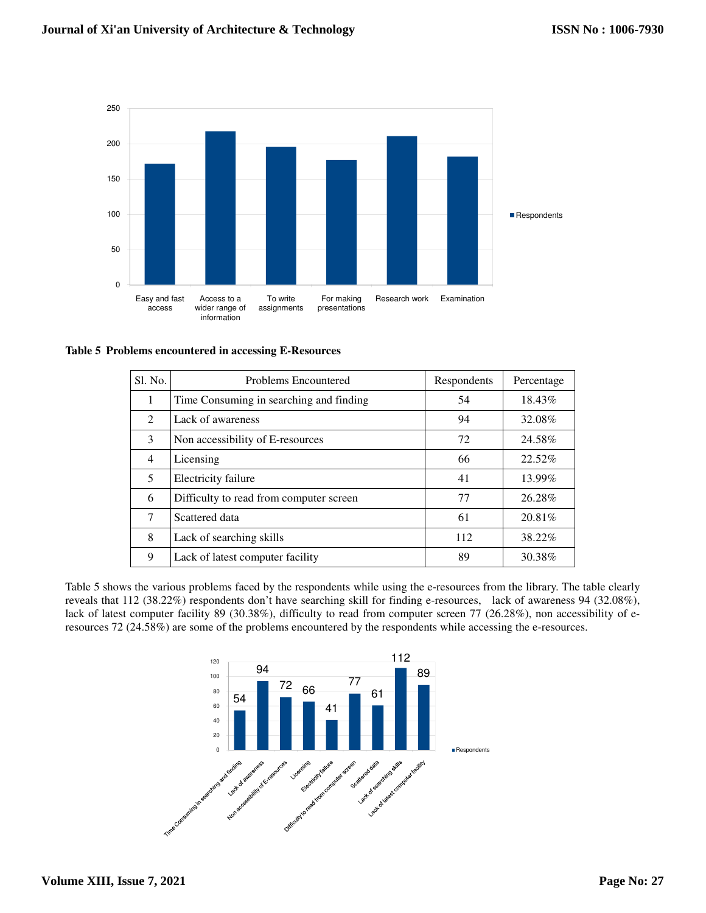**Table 5 Problems encountered in accessing E-Resources**

| Sl. No. | Problems Encountered | Respondents | Percentage |
|---|---|---|---|
| 1 | Time Consuming in searching and finding | 54 | 18.43% |
| 2 | Lack of awareness | 94 | 32.08% |
| 3 | Non accessibility of E-resources | 72 | 24.58% |
| 4 | Licensing | 66 | 22.52% |
| 5 | Electricity failure | 41 | 13.99% |
| 6 | Difficulty to read from computer screen | 77 | 26.28% |
| 7 | Scattered data | 61 | 20.81% |
| 8 | Lack of searching skills | 112 | 38.22% |
| 9 | Lack of latest computer facility | 89 | 30.38% |

Table 5 shows the various problems faced by the respondents while using the e-resources from the library. The table clearly reveals that 112 (38.22%) respondents don't have searching skill for finding e-resources, lack of awareness 94 (32.08%), lack of latest computer facility 89 (30.38%), difficulty to read from computer screen 77 (26.28%), non accessibility of e-resources 72 (24.58%) are some of the problems encountered by the respondents while accessing the e-resources.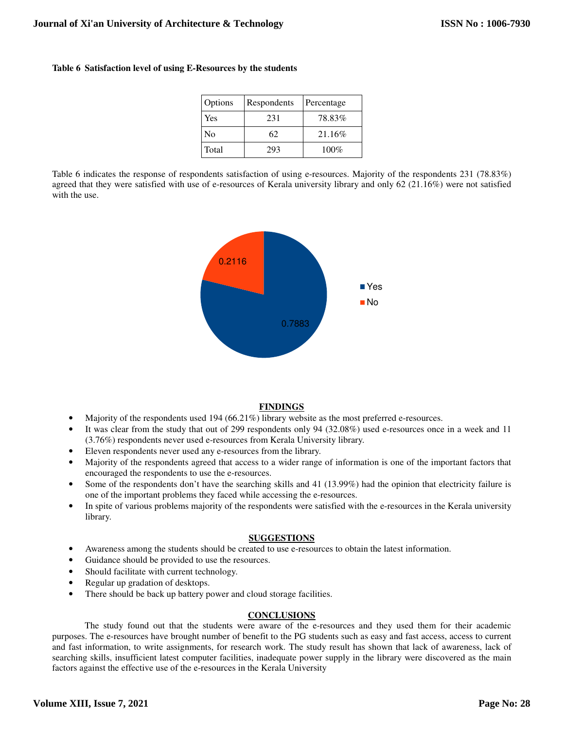**Table 6 Satisfaction level of using E-Resources by the students**

| Options | Respondents | Percentage |
|---|---|---|
| Yes | 231 | 78.83% |
| No | 62 | 21.16% |
| Total | 293 | 100% |

Table 6 indicates the response of respondents satisfaction of using e-resources. Majority of the respondents 231 (78.83%) agreed that they were satisfied with use of e-resources of Kerala university library and only 62 (21.16%) were not satisfied with the use.

## FINDINGS

- Majority of the respondents used 194 (66.21%) library website as the most preferred e-resources.
- It was clear from the study that out of 299 respondents only 94 (32.08%) used e-resources once in a week and 11 (3.76%) respondents never used e-resources from Kerala University library.
- Eleven respondents never used any e-resources from the library.
- Majority of the respondents agreed that access to a wider range of information is one of the important factors that encouraged the respondents to use the e-resources.
- Some of the respondents don't have the searching skills and 41 (13.99%) had the opinion that electricity failure is one of the important problems they faced while accessing the e-resources.
- In spite of various problems majority of the respondents were satisfied with the e-resources in the Kerala university library.

## SUGGESTIONS

- Awareness among the students should be created to use e-resources to obtain the latest information.
- Guidance should be provided to use the resources.
- Should facilitate with current technology.
- Regular up gradation of desktops.
- There should be back up battery power and cloud storage facilities.

## CONCLUSIONS

The study found out that the students were aware of the e-resources and they used them for their academic purposes. The e-resources have brought number of benefit to the PG students such as easy and fast access, access to current and fast information, to write assignments, for research work. The study result has shown that lack of awareness, lack of searching skills, insufficient latest computer facilities, inadequate power supply in the library were discovered as the main factors against the effective use of the e-resources in the Kerala University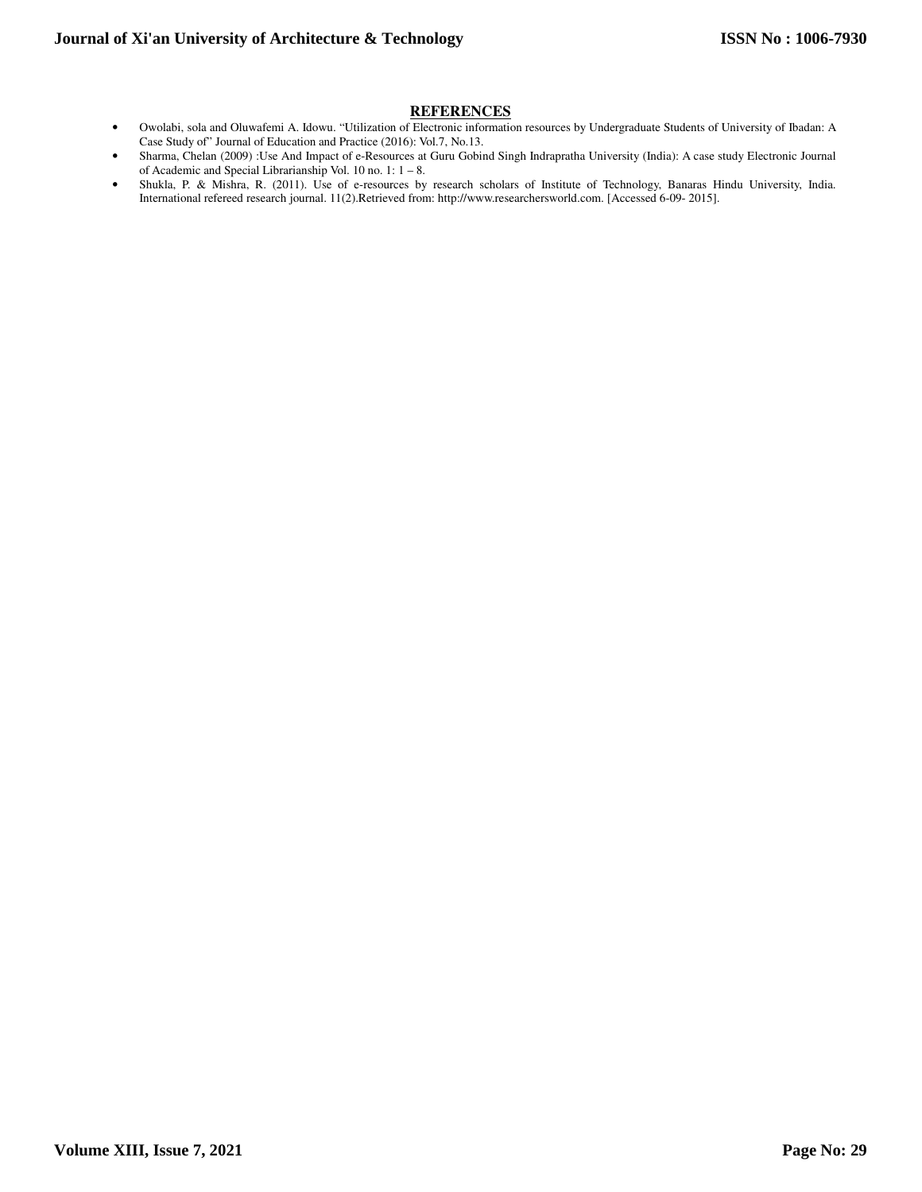## REFERENCES

- Owolabi, sola and Oluwafemi A. Idowu. "Utilization of Electronic information resources by Undergraduate Students of University of Ibadan: A Case Study of" Journal of Education and Practice (2016): Vol.7, No.13.
- Sharma, Chelan (2009) :Use And Impact of e-Resources at Guru Gobind Singh Indrapratha University (India): A case study Electronic Journal of Academic and Special Librarianship Vol. 10 no. 1: 1 – 8.
- Shukla, P. & Mishra, R. (2011). Use of e-resources by research scholars of Institute of Technology, Banaras Hindu University, India. International refereed research journal. 11(2).Retrieved from: http://www.researchersworld.com. [Accessed 6-09- 2015].